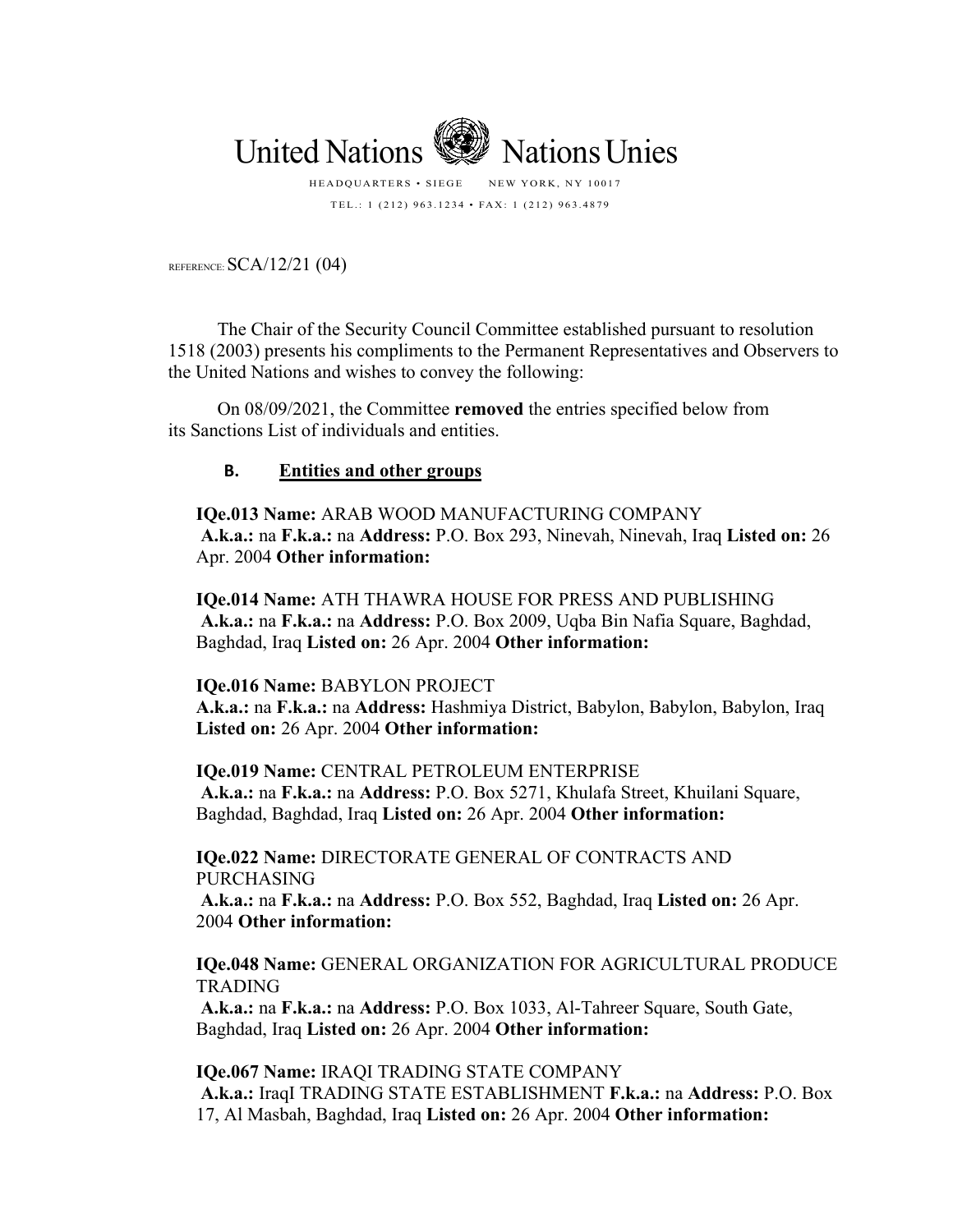United Nations Nations Unies

HEADQUARTERS • SIEGE NEW YORK, NY 10017

TEL.: 1 (212) 963.1234 • FAX: 1 (212) 963.4879

REFERENCE: SCA/12/21 (04)

The Chair of the Security Council Committee established pursuant to resolution 1518 (2003) presents his compliments to the Permanent Representatives and Observers to the United Nations and wishes to convey the following:

On 08/09/2021, the Committee **removed** the entries specified below from its Sanctions List of individuals and entities.

## B. Entities and other groups

**IQe.013 Name:** ARAB WOOD MANUFACTURING COMPANY
**A.k.a.:** na **F.k.a.:** na **Address:** P.O. Box 293, Ninevah, Ninevah, Iraq **Listed on:** 26 Apr. 2004 **Other information:**

**IQe.014 Name:** ATH THAWRA HOUSE FOR PRESS AND PUBLISHING
**A.k.a.:** na **F.k.a.:** na **Address:** P.O. Box 2009, Uqba Bin Nafia Square, Baghdad, Baghdad, Iraq **Listed on:** 26 Apr. 2004 **Other information:**

**IQe.016 Name:** BABYLON PROJECT
**A.k.a.:** na **F.k.a.:** na **Address:** Hashmiya District, Babylon, Babylon, Babylon, Iraq **Listed on:** 26 Apr. 2004 **Other information:**

**IQe.019 Name:** CENTRAL PETROLEUM ENTERPRISE
**A.k.a.:** na **F.k.a.:** na **Address:** P.O. Box 5271, Khulafa Street, Khuilani Square, Baghdad, Baghdad, Iraq **Listed on:** 26 Apr. 2004 **Other information:**

**IQe.022 Name:** DIRECTORATE GENERAL OF CONTRACTS AND PURCHASING
**A.k.a.:** na **F.k.a.:** na **Address:** P.O. Box 552, Baghdad, Iraq **Listed on:** 26 Apr. 2004 **Other information:**

**IQe.048 Name:** GENERAL ORGANIZATION FOR AGRICULTURAL PRODUCE TRADING
**A.k.a.:** na **F.k.a.:** na **Address:** P.O. Box 1033, Al-Tahreer Square, South Gate, Baghdad, Iraq **Listed on:** 26 Apr. 2004 **Other information:**

**IQe.067 Name:** IRAQI TRADING STATE COMPANY
**A.k.a.:** IraqI TRADING STATE ESTABLISHMENT **F.k.a.:** na **Address:** P.O. Box 17, Al Masbah, Baghdad, Iraq **Listed on:** 26 Apr. 2004 **Other information:**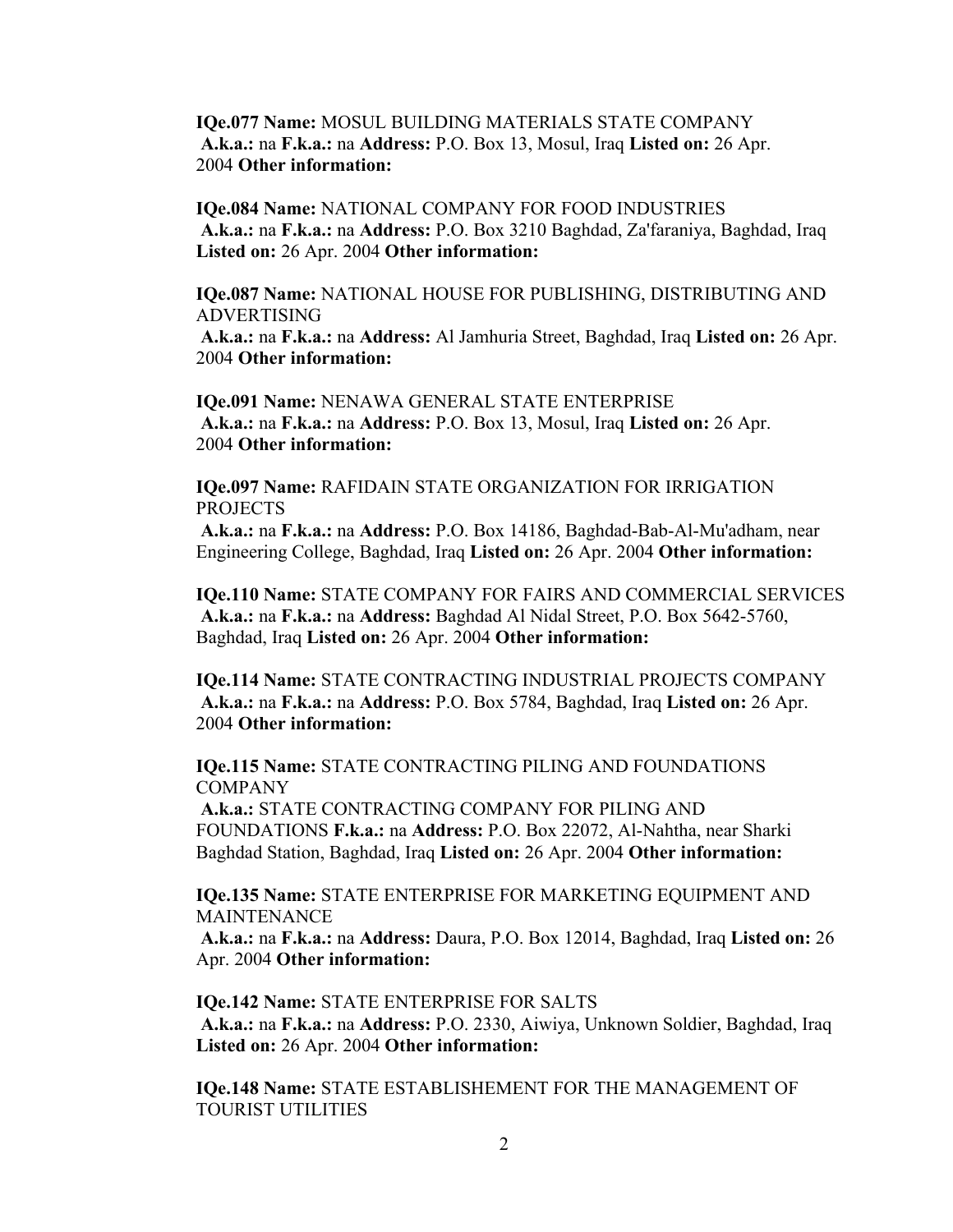**IQe.077 Name:** MOSUL BUILDING MATERIALS STATE COMPANY **A.k.a.:** na **F.k.a.:** na **Address:** P.O. Box 13, Mosul, Iraq **Listed on:** 26 Apr. 2004 **Other information:**

**IQe.084 Name:** NATIONAL COMPANY FOR FOOD INDUSTRIES **A.k.a.:** na **F.k.a.:** na **Address:** P.O. Box 3210 Baghdad, Za'faraniya, Baghdad, Iraq **Listed on:** 26 Apr. 2004 **Other information:**

**IQe.087 Name:** NATIONAL HOUSE FOR PUBLISHING, DISTRIBUTING AND ADVERTISING **A.k.a.:** na **F.k.a.:** na **Address:** Al Jamhuria Street, Baghdad, Iraq **Listed on:** 26 Apr. 2004 **Other information:**

**IQe.091 Name:** NENAWA GENERAL STATE ENTERPRISE **A.k.a.:** na **F.k.a.:** na **Address:** P.O. Box 13, Mosul, Iraq **Listed on:** 26 Apr. 2004 **Other information:**

**IQe.097 Name:** RAFIDAIN STATE ORGANIZATION FOR IRRIGATION PROJECTS **A.k.a.:** na **F.k.a.:** na **Address:** P.O. Box 14186, Baghdad-Bab-Al-Mu'adham, near Engineering College, Baghdad, Iraq **Listed on:** 26 Apr. 2004 **Other information:**

**IQe.110 Name:** STATE COMPANY FOR FAIRS AND COMMERCIAL SERVICES **A.k.a.:** na **F.k.a.:** na **Address:** Baghdad Al Nidal Street, P.O. Box 5642-5760, Baghdad, Iraq **Listed on:** 26 Apr. 2004 **Other information:**

**IQe.114 Name:** STATE CONTRACTING INDUSTRIAL PROJECTS COMPANY **A.k.a.:** na **F.k.a.:** na **Address:** P.O. Box 5784, Baghdad, Iraq **Listed on:** 26 Apr. 2004 **Other information:**

**IQe.115 Name:** STATE CONTRACTING PILING AND FOUNDATIONS COMPANY **A.k.a.:** STATE CONTRACTING COMPANY FOR PILING AND FOUNDATIONS **F.k.a.:** na **Address:** P.O. Box 22072, Al-Nahtha, near Sharki Baghdad Station, Baghdad, Iraq **Listed on:** 26 Apr. 2004 **Other information:**

**IQe.135 Name:** STATE ENTERPRISE FOR MARKETING EQUIPMENT AND MAINTENANCE **A.k.a.:** na **F.k.a.:** na **Address:** Daura, P.O. Box 12014, Baghdad, Iraq **Listed on:** 26 Apr. 2004 **Other information:**

**IQe.142 Name:** STATE ENTERPRISE FOR SALTS **A.k.a.:** na **F.k.a.:** na **Address:** P.O. 2330, Aiwiya, Unknown Soldier, Baghdad, Iraq **Listed on:** 26 Apr. 2004 **Other information:**

**IQe.148 Name:** STATE ESTABLISHEMENT FOR THE MANAGEMENT OF TOURIST UTILITIES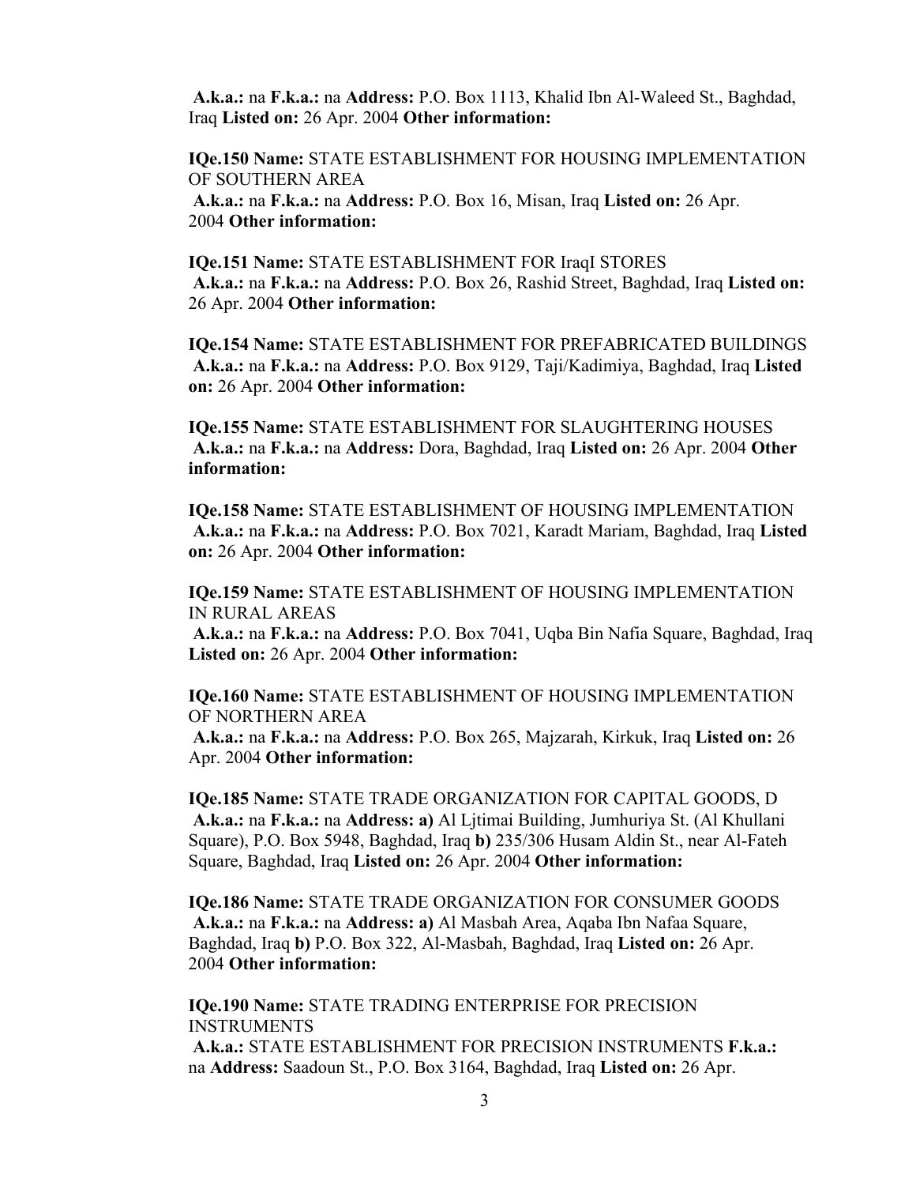**A.k.a.:** na **F.k.a.:** na **Address:** P.O. Box 1113, Khalid Ibn Al-Waleed St., Baghdad, Iraq **Listed on:** 26 Apr. 2004 **Other information:**

**IQe.150 Name:** STATE ESTABLISHMENT FOR HOUSING IMPLEMENTATION OF SOUTHERN AREA
**A.k.a.:** na **F.k.a.:** na **Address:** P.O. Box 16, Misan, Iraq **Listed on:** 26 Apr. 2004 **Other information:**

**IQe.151 Name:** STATE ESTABLISHMENT FOR IraqI STORES
**A.k.a.:** na **F.k.a.:** na **Address:** P.O. Box 26, Rashid Street, Baghdad, Iraq **Listed on:** 26 Apr. 2004 **Other information:**

**IQe.154 Name:** STATE ESTABLISHMENT FOR PREFABRICATED BUILDINGS
**A.k.a.:** na **F.k.a.:** na **Address:** P.O. Box 9129, Taji/Kadimiya, Baghdad, Iraq **Listed on:** 26 Apr. 2004 **Other information:**

**IQe.155 Name:** STATE ESTABLISHMENT FOR SLAUGHTERING HOUSES
**A.k.a.:** na **F.k.a.:** na **Address:** Dora, Baghdad, Iraq **Listed on:** 26 Apr. 2004 **Other information:**

**IQe.158 Name:** STATE ESTABLISHMENT OF HOUSING IMPLEMENTATION
**A.k.a.:** na **F.k.a.:** na **Address:** P.O. Box 7021, Karadt Mariam, Baghdad, Iraq **Listed on:** 26 Apr. 2004 **Other information:**

**IQe.159 Name:** STATE ESTABLISHMENT OF HOUSING IMPLEMENTATION IN RURAL AREAS
**A.k.a.:** na **F.k.a.:** na **Address:** P.O. Box 7041, Uqba Bin Nafia Square, Baghdad, Iraq **Listed on:** 26 Apr. 2004 **Other information:**

**IQe.160 Name:** STATE ESTABLISHMENT OF HOUSING IMPLEMENTATION OF NORTHERN AREA
**A.k.a.:** na **F.k.a.:** na **Address:** P.O. Box 265, Majzarah, Kirkuk, Iraq **Listed on:** 26 Apr. 2004 **Other information:**

**IQe.185 Name:** STATE TRADE ORGANIZATION FOR CAPITAL GOODS, D
**A.k.a.:** na **F.k.a.:** na **Address: a)** Al Ljtimai Building, Jumhuriya St. (Al Khullani Square), P.O. Box 5948, Baghdad, Iraq **b)** 235/306 Husam Aldin St., near Al-Fateh Square, Baghdad, Iraq **Listed on:** 26 Apr. 2004 **Other information:**

**IQe.186 Name:** STATE TRADE ORGANIZATION FOR CONSUMER GOODS
**A.k.a.:** na **F.k.a.:** na **Address: a)** Al Masbah Area, Aqaba Ibn Nafaa Square, Baghdad, Iraq **b)** P.O. Box 322, Al-Masbah, Baghdad, Iraq **Listed on:** 26 Apr. 2004 **Other information:**

**IQe.190 Name:** STATE TRADING ENTERPRISE FOR PRECISION INSTRUMENTS
**A.k.a.:** STATE ESTABLISHMENT FOR PRECISION INSTRUMENTS **F.k.a.:** na **Address:** Saadoun St., P.O. Box 3164, Baghdad, Iraq **Listed on:** 26 Apr.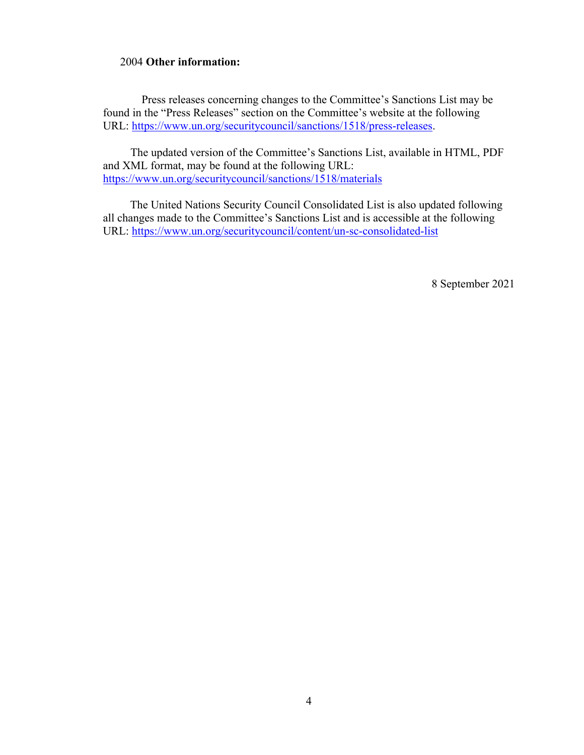2004 **Other information:**

Press releases concerning changes to the Committee's Sanctions List may be found in the "Press Releases" section on the Committee's website at the following URL: https://www.un.org/securitycouncil/sanctions/1518/press-releases.

The updated version of the Committee's Sanctions List, available in HTML, PDF and XML format, may be found at the following URL: https://www.un.org/securitycouncil/sanctions/1518/materials

The United Nations Security Council Consolidated List is also updated following all changes made to the Committee's Sanctions List and is accessible at the following URL: https://www.un.org/securitycouncil/content/un-sc-consolidated-list

8 September 2021